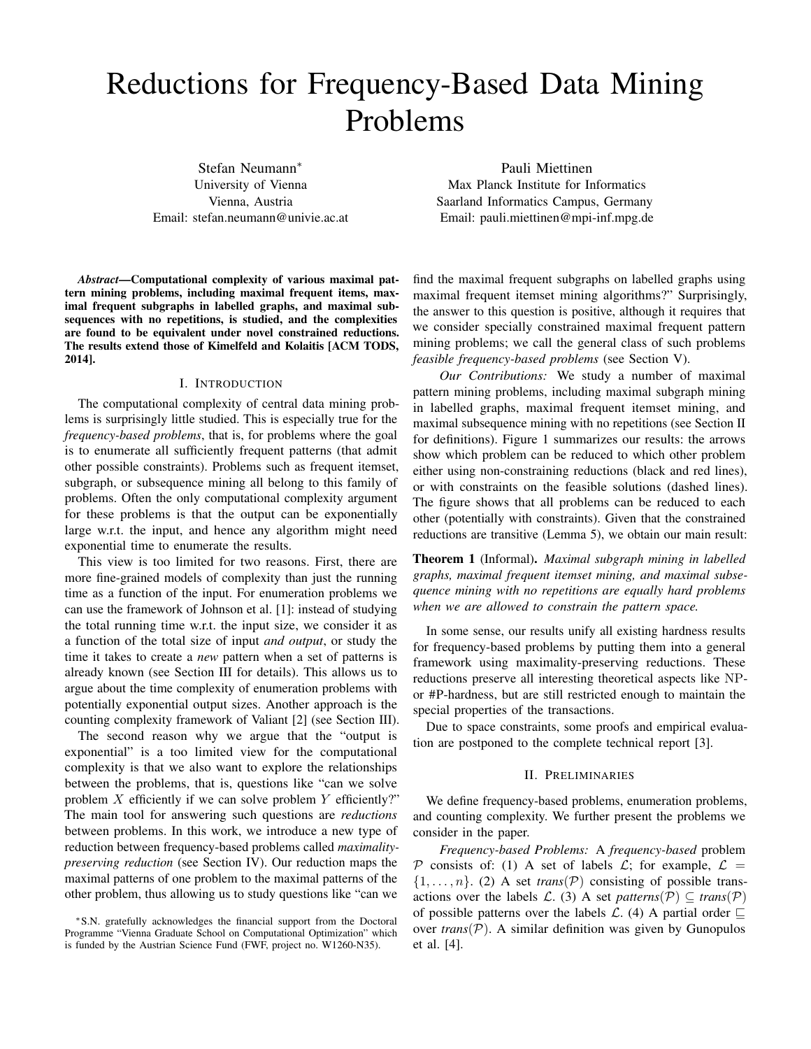# Reductions for Frequency-Based Data Mining Problems

Stefan Neumann*
University of Vienna
Vienna, Austria
Email: stefan.neumann@univie.ac.at

Pauli Miettinen
Max Planck Institute for Informatics
Saarland Informatics Campus, Germany
Email: pauli.miettinen@mpi-inf.mpg.de

***Abstract*—Computational complexity of various maximal pattern mining problems, including maximal frequent items, maximal frequent subgraphs in labelled graphs, and maximal subsequences with no repetitions, is studied, and the complexities are found to be equivalent under novel constrained reductions. The results extend those of Kimelfeld and Kolaitis [ACM TODS, 2014].**

## I. Introduction

The computational complexity of central data mining problems is surprisingly little studied. This is especially true for the *frequency-based problems*, that is, for problems where the goal is to enumerate all sufficiently frequent patterns (that admit other possible constraints). Problems such as frequent itemset, subgraph, or subsequence mining all belong to this family of problems. Often the only computational complexity argument for these problems is that the output can be exponentially large w.r.t. the input, and hence any algorithm might need exponential time to enumerate the results.

This view is too limited for two reasons. First, there are more fine-grained models of complexity than just the running time as a function of the input. For enumeration problems we can use the framework of Johnson et al. [1]: instead of studying the total running time w.r.t. the input size, we consider it as a function of the total size of input *and output*, or study the time it takes to create a *new* pattern when a set of patterns is already known (see Section III for details). This allows us to argue about the time complexity of enumeration problems with potentially exponential output sizes. Another approach is the counting complexity framework of Valiant [2] (see Section III).

The second reason why we argue that the "output is exponential" is a too limited view for the computational complexity is that we also want to explore the relationships between the problems, that is, questions like "can we solve problem $X$ efficiently if we can solve problem $Y$ efficiently?" The main tool for answering such questions are *reductions* between problems. In this work, we introduce a new type of reduction between frequency-based problems called *maximality-preserving reduction* (see Section IV). Our reduction maps the maximal patterns of one problem to the maximal patterns of the other problem, thus allowing us to study questions like "can we find the maximal frequent subgraphs on labelled graphs using maximal frequent itemset mining algorithms?" Surprisingly, the answer to this question is positive, although it requires that we consider specially constrained maximal frequent pattern mining problems; we call the general class of such problems *feasible frequency-based problems* (see Section V).

*Our Contributions:* We study a number of maximal pattern mining problems, including maximal subgraph mining in labelled graphs, maximal frequent itemset mining, and maximal subsequence mining with no repetitions (see Section II for definitions). Figure 1 summarizes our results: the arrows show which problem can be reduced to which other problem either using non-constraining reductions (black and red lines), or with constraints on the feasible solutions (dashed lines). The figure shows that all problems can be reduced to each other (potentially with constraints). Given that the constrained reductions are transitive (Lemma 5), we obtain our main result:

**Theorem 1** (Informal). *Maximal subgraph mining in labelled graphs, maximal frequent itemset mining, and maximal subsequence mining with no repetitions are equally hard problems when we are allowed to constrain the pattern space.*

In some sense, our results unify all existing hardness results for frequency-based problems by putting them into a general framework using maximality-preserving reductions. These reductions preserve all interesting theoretical aspects like NP- or #P-hardness, but are still restricted enough to maintain the special properties of the transactions.

Due to space constraints, some proofs and empirical evaluation are postponed to the complete technical report [3].

## II. Preliminaries

We define frequency-based problems, enumeration problems, and counting complexity. We further present the problems we consider in the paper.

*Frequency-based Problems:* A *frequency-based* problem $\mathcal{P}$ consists of: (1) A set of labels $\mathcal{L}$; for example, $\mathcal{L} = \{1, \dots, n\}$. (2) A set *trans*$(\mathcal{P})$ consisting of possible transactions over the labels $\mathcal{L}$. (3) A set *patterns*$(\mathcal{P}) \subseteq$ *trans*$(\mathcal{P})$ of possible patterns over the labels $\mathcal{L}$. (4) A partial order $\sqsubseteq$ over *trans*$(\mathcal{P})$. A similar definition was given by Gunopulos et al. [4].

*S.N. gratefully acknowledges the financial support from the Doctoral Programme "Vienna Graduate School on Computational Optimization" which is funded by the Austrian Science Fund (FWF, project no. W1260-N35).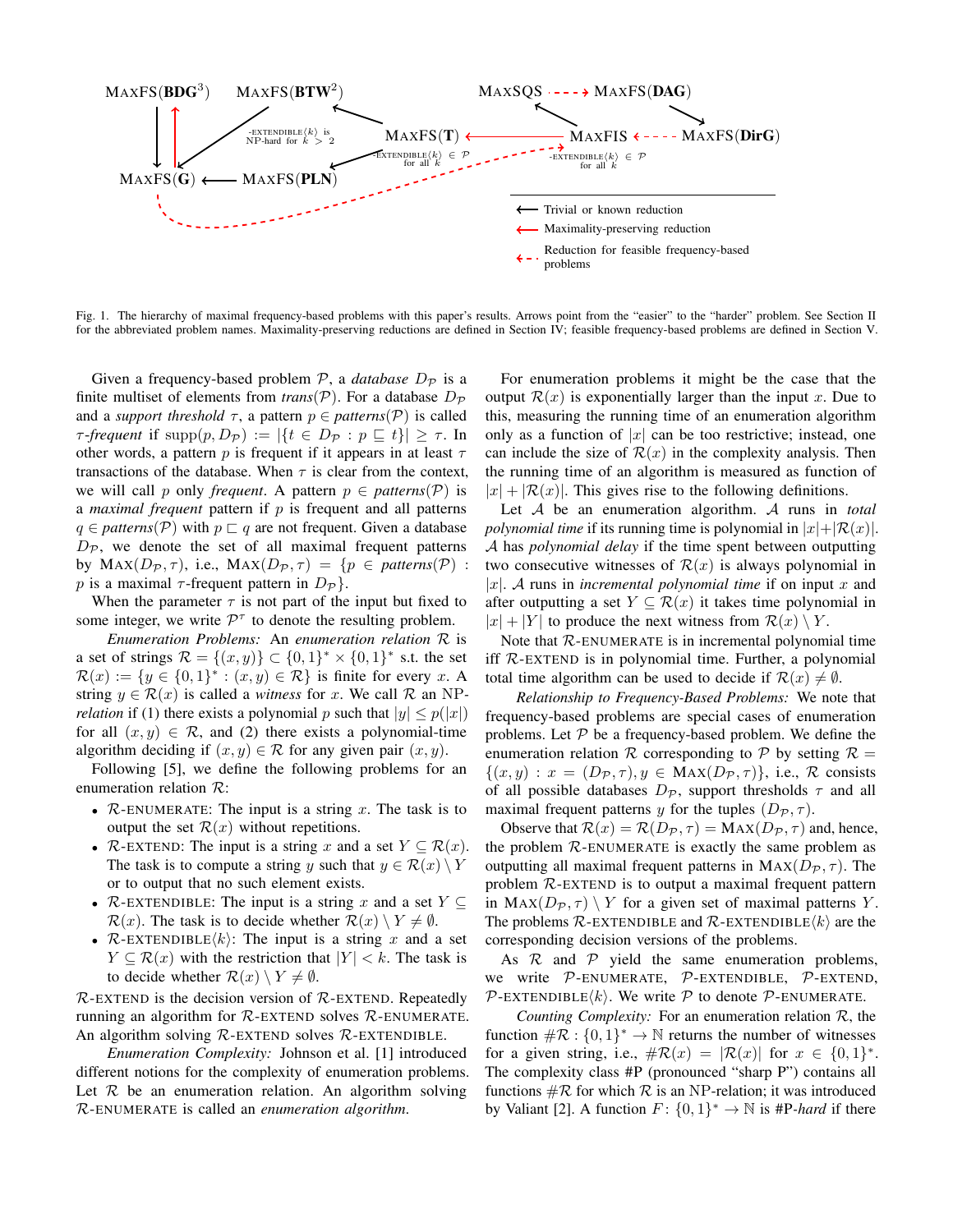Fig. 1. The hierarchy of maximal frequency-based problems with this paper's results. Arrows point from the "easier" to the "harder" problem. See Section II for the abbreviated problem names. Maximality-preserving reductions are defined in Section IV; feasible frequency-based problems are defined in Section V.

Given a frequency-based problem $\mathcal{P}$, a *database* $D_\mathcal{P}$ is a finite multiset of elements from *trans*($\mathcal{P}$). For a database $D_\mathcal{P}$ and a *support threshold* $\tau$, a pattern $p \in$ *patterns*($\mathcal{P}$) is called $\tau$*-frequent* if $\text{supp}(p, D_\mathcal{P}) := |\{t \in D_\mathcal{P} : p \sqsubseteq t\}| \geq \tau$. In other words, a pattern $p$ is frequent if it appears in at least $\tau$ transactions of the database. When $\tau$ is clear from the context, we will call $p$ only *frequent*. A pattern $p \in$ *patterns*($\mathcal{P}$) is a *maximal frequent* pattern if $p$ is frequent and all patterns $q \in$ *patterns*($\mathcal{P}$) with $p \sqsubset q$ are not frequent. Given a database $D_\mathcal{P}$, we denote the set of all maximal frequent patterns by $\text{MAX}(D_\mathcal{P}, \tau)$, i.e., $\text{MAX}(D_\mathcal{P}, \tau) = \{p \in \textit{patterns}(\mathcal{P}) : p$ is a maximal $\tau$-frequent pattern in $D_\mathcal{P}\}$.

When the parameter $\tau$ is not part of the input but fixed to some integer, we write $\mathcal{P}^\tau$ to denote the resulting problem.

*Enumeration Problems:* An *enumeration relation* $\mathcal{R}$ is a set of strings $\mathcal{R} = \{(x, y)\} \subset \{0,1\}^* \times \{0,1\}^*$ s.t. the set $\mathcal{R}(x) := \{y \in \{0,1\}^* : (x, y) \in \mathcal{R}\}$ is finite for every $x$. A string $y \in \mathcal{R}(x)$ is called a *witness* for $x$. We call $\mathcal{R}$ an NP-*relation* if (1) there exists a polynomial $p$ such that $|y| \leq p(|x|)$ for all $(x, y) \in \mathcal{R}$, and (2) there exists a polynomial-time algorithm deciding if $(x, y) \in \mathcal{R}$ for any given pair $(x, y)$.

Following [5], we define the following problems for an enumeration relation $\mathcal{R}$:

- $\mathcal{R}$-ENUMERATE: The input is a string $x$. The task is to output the set $\mathcal{R}(x)$ without repetitions.
- $\mathcal{R}$-EXTEND: The input is a string $x$ and a set $Y \subseteq \mathcal{R}(x)$. The task is to compute a string $y$ such that $y \in \mathcal{R}(x) \setminus Y$ or to output that no such element exists.
- $\mathcal{R}$-EXTENDIBLE: The input is a string $x$ and a set $Y \subseteq \mathcal{R}(x)$. The task is to decide whether $\mathcal{R}(x) \setminus Y \neq \emptyset$.
- $\mathcal{R}$-EXTENDIBLE$\langle k \rangle$: The input is a string $x$ and a set $Y \subseteq \mathcal{R}(x)$ with the restriction that $|Y| < k$. The task is to decide whether $\mathcal{R}(x) \setminus Y \neq \emptyset$.

$\mathcal{R}$-EXTEND is the decision version of $\mathcal{R}$-EXTEND. Repeatedly running an algorithm for $\mathcal{R}$-EXTEND solves $\mathcal{R}$-ENUMERATE. An algorithm solving $\mathcal{R}$-EXTEND solves $\mathcal{R}$-EXTENDIBLE.

*Enumeration Complexity:* Johnson et al. [1] introduced different notions for the complexity of enumeration problems. Let $\mathcal{R}$ be an enumeration relation. An algorithm solving $\mathcal{R}$-ENUMERATE is called an *enumeration algorithm.*

For enumeration problems it might be the case that the output $\mathcal{R}(x)$ is exponentially larger than the input $x$. Due to this, measuring the running time of an enumeration algorithm only as a function of $|x|$ can be too restrictive; instead, one can include the size of $\mathcal{R}(x)$ in the complexity analysis. Then the running time of an algorithm is measured as function of $|x| + |\mathcal{R}(x)|$. This gives rise to the following definitions.

Let $\mathcal{A}$ be an enumeration algorithm. $\mathcal{A}$ runs in *total polynomial time* if its running time is polynomial in $|x| + |\mathcal{R}(x)|$. $\mathcal{A}$ has *polynomial delay* if the time spent between outputting two consecutive witnesses of $\mathcal{R}(x)$ is always polynomial in $|x|$. $\mathcal{A}$ runs in *incremental polynomial time* if on input $x$ and after outputting a set $Y \subseteq \mathcal{R}(x)$ it takes time polynomial in $|x| + |Y|$ to produce the next witness from $\mathcal{R}(x) \setminus Y$.

Note that $\mathcal{R}$-ENUMERATE is in incremental polynomial time iff $\mathcal{R}$-EXTEND is in polynomial time. Further, a polynomial total time algorithm can be used to decide if $\mathcal{R}(x) \neq \emptyset$.

*Relationship to Frequency-Based Problems:* We note that frequency-based problems are special cases of enumeration problems. Let $\mathcal{P}$ be a frequency-based problem. We define the enumeration relation $\mathcal{R}$ corresponding to $\mathcal{P}$ by setting $\mathcal{R} = \{(x, y) : x = (D_\mathcal{P}, \tau), y \in \text{MAX}(D_\mathcal{P}, \tau)\}$, i.e., $\mathcal{R}$ consists of all possible databases $D_\mathcal{P}$, support thresholds $\tau$ and all maximal frequent patterns $y$ for the tuples $(D_\mathcal{P}, \tau)$.

Observe that $\mathcal{R}(x) = \mathcal{R}(D_\mathcal{P}, \tau) = \text{MAX}(D_\mathcal{P}, \tau)$ and, hence, the problem $\mathcal{R}$-ENUMERATE is exactly the same problem as outputting all maximal frequent patterns in $\text{MAX}(D_\mathcal{P}, \tau)$. The problem $\mathcal{R}$-EXTEND is to output a maximal frequent pattern in $\text{MAX}(D_\mathcal{P}, \tau) \setminus Y$ for a given set of maximal patterns $Y$. The problems $\mathcal{R}$-EXTENDIBLE and $\mathcal{R}$-EXTENDIBLE$\langle k \rangle$ are the corresponding decision versions of the problems.

As $\mathcal{R}$ and $\mathcal{P}$ yield the same enumeration problems, we write $\mathcal{P}$-ENUMERATE, $\mathcal{P}$-EXTENDIBLE, $\mathcal{P}$-EXTEND, $\mathcal{P}$-EXTENDIBLE$\langle k \rangle$. We write $\mathcal{P}$ to denote $\mathcal{P}$-ENUMERATE.

*Counting Complexity:* For an enumeration relation $\mathcal{R}$, the function $\#\mathcal{R} : \{0,1\}^* \to \mathbb{N}$ returns the number of witnesses for a given string, i.e., $\#\mathcal{R}(x) = |\mathcal{R}(x)|$ for $x \in \{0,1\}^*$. The complexity class #P (pronounced "sharp P") contains all functions $\#\mathcal{R}$ for which $\mathcal{R}$ is an NP-relation; it was introduced by Valiant [2]. A function $F : \{0,1\}^* \to \mathbb{N}$ is #P-*hard* if there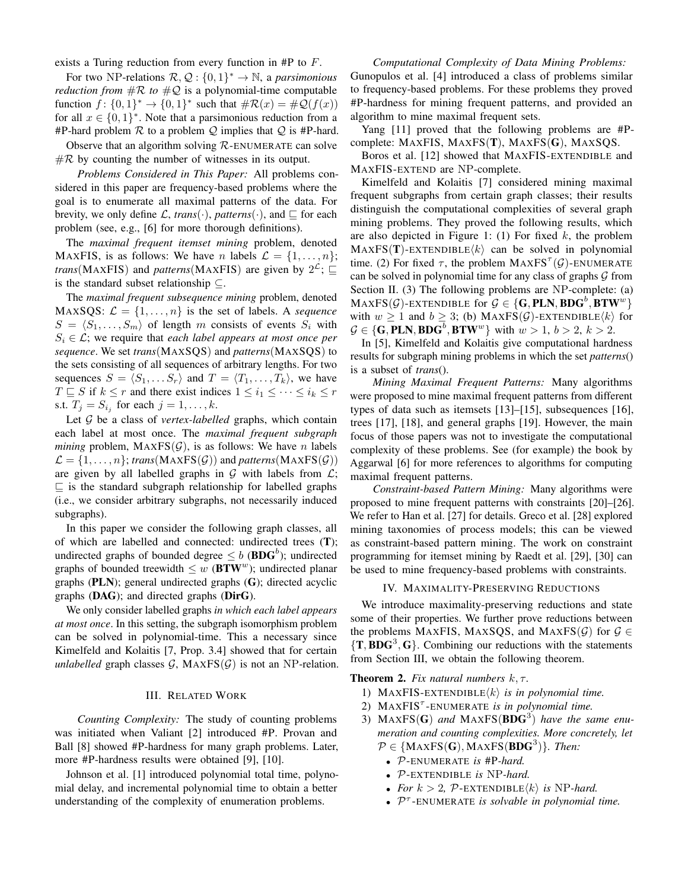exists a Turing reduction from every function in #P to $F$.

For two NP-relations $\mathcal{R}, \mathcal{Q} : \{0,1\}^* \to \mathbb{N}$, a *parsimonious reduction from $\#\mathcal{R}$ to $\#\mathcal{Q}$* is a polynomial-time computable function $f : \{0,1\}^* \to \{0,1\}^*$ such that $\#\mathcal{R}(x) = \#\mathcal{Q}(f(x))$ for all $x \in \{0,1\}^*$. Note that a parsimonious reduction from a #P-hard problem $\mathcal{R}$ to a problem $\mathcal{Q}$ implies that $\mathcal{Q}$ is #P-hard.

Observe that an algorithm solving $\mathcal{R}$-ENUMERATE can solve $\#\mathcal{R}$ by counting the number of witnesses in its output.

*Problems Considered in This Paper:* All problems considered in this paper are frequency-based problems where the goal is to enumerate all maximal patterns of the data. For brevity, we only define $\mathcal{L}$, *trans*$(\cdot)$, *patterns*$(\cdot)$, and $\sqsubseteq$ for each problem (see, e.g., [6] for more thorough definitions).

The *maximal frequent itemset mining* problem, denoted MAXFIS, is as follows: We have $n$ labels $\mathcal{L} = \{1, \dots, n\}$; *trans*(MAXFIS) and *patterns*(MAXFIS) are given by $2^{\mathcal{L}}$; $\sqsubseteq$ is the standard subset relationship $\subseteq$.

The *maximal frequent subsequence mining* problem, denoted MAXSQS: $\mathcal{L} = \{1, \dots, n\}$ is the set of labels. A *sequence* $S = \langle S_1, \dots, S_m \rangle$ of length $m$ consists of events $S_i$ with $S_i \in \mathcal{L}$; we require that *each label appears at most once per sequence*. We set *trans*(MAXSQS) and *patterns*(MAXSQS) to the sets consisting of all sequences of arbitrary lengths. For two sequences $S = \langle S_1, \dots S_r \rangle$ and $T = \langle T_1, \dots, T_k \rangle$, we have $T \sqsubseteq S$ if $k \leq r$ and there exist indices $1 \leq i_1 \leq \dots \leq i_k \leq r$ s.t. $T_j = S_{i_j}$ for each $j = 1, \dots, k$.

Let $\mathcal{G}$ be a class of *vertex-labelled* graphs, which contain each label at most once. The *maximal frequent subgraph mining* problem, MAXFS$(\mathcal{G})$, is as follows: We have $n$ labels $\mathcal{L} = \{1, \dots, n\}$; *trans*(MAXFS$(\mathcal{G})$) and *patterns*(MAXFS$(\mathcal{G})$) are given by all labelled graphs in $\mathcal{G}$ with labels from $\mathcal{L}$; $\sqsubseteq$ is the standard subgraph relationship for labelled graphs (i.e., we consider arbitrary subgraphs, not necessarily induced subgraphs).

In this paper we consider the following graph classes, all of which are labelled and connected: undirected trees (**T**); undirected graphs of bounded degree $\leq b$ (**BDG**$^b$); undirected graphs of bounded treewidth $\leq w$ (**BTW**$^w$); undirected planar graphs (**PLN**); general undirected graphs (**G**); directed acyclic graphs (**DAG**); and directed graphs (**DirG**).

We only consider labelled graphs *in which each label appears at most once*. In this setting, the subgraph isomorphism problem can be solved in polynomial-time. This a necessary since Kimelfeld and Kolaitis [7, Prop. 3.4] showed that for certain *unlabelled* graph classes $\mathcal{G}$, MAXFS$(\mathcal{G})$ is not an NP-relation.

## III. Related Work

*Counting Complexity:* The study of counting problems was initiated when Valiant [2] introduced #P. Provan and Ball [8] showed #P-hardness for many graph problems. Later, more #P-hardness results were obtained [9], [10].

Johnson et al. [1] introduced polynomial total time, polynomial delay, and incremental polynomial time to obtain a better understanding of the complexity of enumeration problems.

*Computational Complexity of Data Mining Problems:* Gunopulos et al. [4] introduced a class of problems similar to frequency-based problems. For these problems they proved #P-hardness for mining frequent patterns, and provided an algorithm to mine maximal frequent sets.

Yang [11] proved that the following problems are #P-complete: MAXFIS, MAXFS(**T**), MAXFS(**G**), MAXSQS.

Boros et al. [12] showed that MAXFIS-EXTENDIBLE and MAXFIS-EXTEND are NP-complete.

Kimelfeld and Kolaitis [7] considered mining maximal frequent subgraphs from certain graph classes; their results distinguish the computational complexities of several graph mining problems. They proved the following results, which are also depicted in Figure 1: (1) For fixed $k$, the problem MAXFS(**T**)-EXTENDIBLE$\langle k \rangle$ can be solved in polynomial time. (2) For fixed $\tau$, the problem MAXFS$^\tau(\mathcal{G})$-ENUMERATE can be solved in polynomial time for any class of graphs $\mathcal{G}$ from Section II. (3) The following problems are NP-complete: (a) MAXFS$(\mathcal{G})$-EXTENDIBLE for $\mathcal{G} \in \{\mathbf{G}, \mathbf{PLN}, \mathbf{BDG}^b, \mathbf{BTW}^w\}$ with $w \geq 1$ and $b \geq 3$; (b) MAXFS$(\mathcal{G})$-EXTENDIBLE$\langle k \rangle$ for $\mathcal{G} \in \{\mathbf{G}, \mathbf{PLN}, \mathbf{BDG}^b, \mathbf{BTW}^w\}$ with $w > 1$, $b > 2$, $k > 2$.

In [5], Kimelfeld and Kolaitis give computational hardness results for subgraph mining problems in which the set *patterns*() is a subset of *trans*().

*Mining Maximal Frequent Patterns:* Many algorithms were proposed to mine maximal frequent patterns from different types of data such as itemsets [13]–[15], subsequences [16], trees [17], [18], and general graphs [19]. However, the main focus of those papers was not to investigate the computational complexity of these problems. See (for example) the book by Aggarwal [6] for more references to algorithms for computing maximal frequent patterns.

*Constraint-based Pattern Mining:* Many algorithms were proposed to mine frequent patterns with constraints [20]–[26]. We refer to Han et al. [27] for details. Greco et al. [28] explored mining taxonomies of process models; this can be viewed as constraint-based pattern mining. The work on constraint programming for itemset mining by Raedt et al. [29], [30] can be used to mine frequency-based problems with constraints.

## IV. Maximality-Preserving Reductions

We introduce maximality-preserving reductions and state some of their properties. We further prove reductions between the problems MAXFIS, MAXSQS, and MAXFS$(\mathcal{G})$ for $\mathcal{G} \in \{\mathbf{T}, \mathbf{BDG}^3, \mathbf{G}\}$. Combining our reductions with the statements from Section III, we obtain the following theorem.

**Theorem 2.** *Fix natural numbers $k, \tau$.*

1) MAXFIS-EXTENDIBLE$\langle k \rangle$ *is in polynomial time.*
2) MAXFIS$^\tau$-ENUMERATE *is in polynomial time.*
3) MAXFS(**G**) *and* MAXFS(**BDG**$^3$) *have the same enumeration and counting complexities. More concretely, let* $\mathcal{P} \in \{\text{MAXFS}(\mathbf{G}), \text{MAXFS}(\mathbf{BDG}^3)\}$. *Then:*
   - $\mathcal{P}$-ENUMERATE *is #P-hard.*
   - $\mathcal{P}$-EXTENDIBLE *is NP-hard.*
   - *For $k > 2$, $\mathcal{P}$-EXTENDIBLE$\langle k \rangle$ is NP-hard.*
   - $\mathcal{P}^\tau$-ENUMERATE *is solvable in polynomial time.*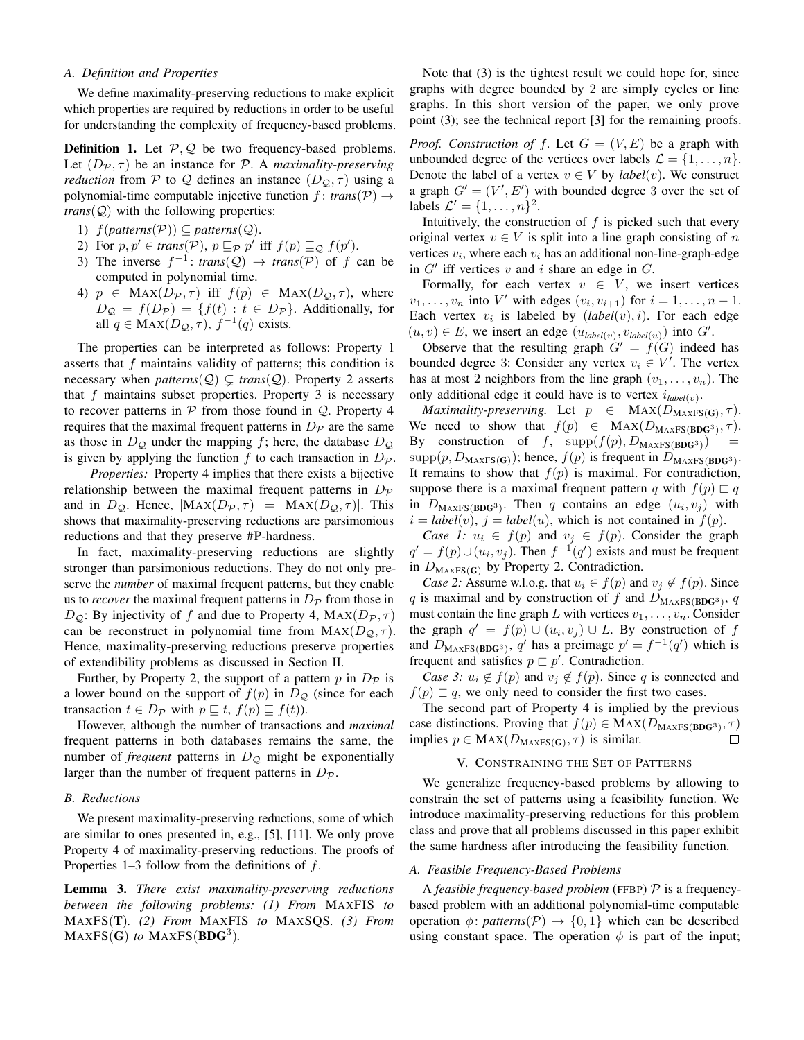### A. Definition and Properties

We define maximality-preserving reductions to make explicit which properties are required by reductions in order to be useful for understanding the complexity of frequency-based problems.

**Definition 1.** Let $\mathcal{P}, \mathcal{Q}$ be two frequency-based problems. Let $(D_\mathcal{P}, \tau)$ be an instance for $\mathcal{P}$. A *maximality-preserving reduction* from $\mathcal{P}$ to $\mathcal{Q}$ defines an instance $(D_\mathcal{Q}, \tau)$ using a polynomial-time computable injective function $f\colon \textit{trans}(\mathcal{P}) \to \textit{trans}(\mathcal{Q})$ with the following properties:

1) $f(\textit{patterns}(\mathcal{P})) \subseteq \textit{patterns}(\mathcal{Q})$.
2) For $p, p' \in \textit{trans}(\mathcal{P})$, $p \sqsubseteq_\mathcal{P} p'$ iff $f(p) \sqsubseteq_\mathcal{Q} f(p')$.
3) The inverse $f^{-1}\colon \textit{trans}(\mathcal{Q}) \to \textit{trans}(\mathcal{P})$ of $f$ can be computed in polynomial time.
4) $p \in \textsc{Max}(D_\mathcal{P}, \tau)$ iff $f(p) \in \textsc{Max}(D_\mathcal{Q}, \tau)$, where $D_\mathcal{Q} = f(D_\mathcal{P}) = \{f(t) : t \in D_\mathcal{P}\}$. Additionally, for all $q \in \textsc{Max}(D_\mathcal{Q}, \tau)$, $f^{-1}(q)$ exists.

The properties can be interpreted as follows: Property 1 asserts that $f$ maintains validity of patterns; this condition is necessary when $\textit{patterns}(\mathcal{Q}) \subsetneq \textit{trans}(\mathcal{Q})$. Property 2 asserts that $f$ maintains subset properties. Property 3 is necessary to recover patterns in $\mathcal{P}$ from those found in $\mathcal{Q}$. Property 4 requires that the maximal frequent patterns in $D_\mathcal{P}$ are the same as those in $D_\mathcal{Q}$ under the mapping $f$; here, the database $D_\mathcal{Q}$ is given by applying the function $f$ to each transaction in $D_\mathcal{P}$.

*Properties:* Property 4 implies that there exists a bijective relationship between the maximal frequent patterns in $D_\mathcal{P}$ and in $D_\mathcal{Q}$. Hence, $|\textsc{Max}(D_\mathcal{P}, \tau)| = |\textsc{Max}(D_\mathcal{Q}, \tau)|$. This shows that maximality-preserving reductions are parsimonious reductions and that they preserve #P-hardness.

In fact, maximality-preserving reductions are slightly stronger than parsimonious reductions. They do not only preserve the *number* of maximal frequent patterns, but they enable us to *recover* the maximal frequent patterns in $D_\mathcal{P}$ from those in $D_\mathcal{Q}$: By injectivity of $f$ and due to Property 4, $\textsc{Max}(D_\mathcal{P}, \tau)$ can be reconstruct in polynomial time from $\textsc{Max}(D_\mathcal{Q}, \tau)$. Hence, maximality-preserving reductions preserve properties of extendibility problems as discussed in Section II.

Further, by Property 2, the support of a pattern $p$ in $D_\mathcal{P}$ is a lower bound on the support of $f(p)$ in $D_\mathcal{Q}$ (since for each transaction $t \in D_\mathcal{P}$ with $p \sqsubseteq t$, $f(p) \sqsubseteq f(t)$).

However, although the number of transactions and *maximal* frequent patterns in both databases remains the same, the number of *frequent* patterns in $D_\mathcal{Q}$ might be exponentially larger than the number of frequent patterns in $D_\mathcal{P}$.

### B. Reductions

We present maximality-preserving reductions, some of which are similar to ones presented in, e.g., [5], [11]. We only prove Property 4 of maximality-preserving reductions. The proofs of Properties 1–3 follow from the definitions of $f$.

**Lemma 3.** *There exist maximality-preserving reductions between the following problems: (1) From* MAXFIS *to* MAXFS(**T**). *(2) From* MAXFIS *to* MAXSQS. *(3) From* MAXFS(**G**) *to* MAXFS(**BDG**$^3$).

Note that (3) is the tightest result we could hope for, since graphs with degree bounded by 2 are simply cycles or line graphs. In this short version of the paper, we only prove point (3); see the technical report [3] for the remaining proofs.

*Proof. Construction of $f$.* Let $G = (V, E)$ be a graph with unbounded degree of the vertices over labels $\mathcal{L} = \{1, \ldots, n\}$. Denote the label of a vertex $v \in V$ by $\textit{label}(v)$. We construct a graph $G' = (V', E')$ with bounded degree 3 over the set of labels $\mathcal{L}' = \{1, \ldots, n\}^2$.

Intuitively, the construction of $f$ is picked such that every original vertex $v \in V$ is split into a line graph consisting of $n$ vertices $v_i$, where each $v_i$ has an additional non-line-graph-edge in $G'$ iff vertices $v$ and $i$ share an edge in $G$.

Formally, for each vertex $v \in V$, we insert vertices $v_1, \ldots, v_n$ into $V'$ with edges $(v_i, v_{i+1})$ for $i = 1, \ldots, n-1$. Each vertex $v_i$ is labeled by $(\textit{label}(v), i)$. For each edge $(u, v) \in E$, we insert an edge $(u_{\textit{label}(v)}, v_{\textit{label}(u)})$ into $G'$.

Observe that the resulting graph $G' = f(G)$ indeed has bounded degree 3: Consider any vertex $v_i \in V'$. The vertex has at most 2 neighbors from the line graph $(v_1, \ldots, v_n)$. The only additional edge it could have is to vertex $i_{\textit{label}(v)}$.

*Maximality-preserving.* Let $p \in \textsc{Max}(D_{\textsc{MaxFS}(\mathbf{G})}, \tau)$. We need to show that $f(p) \in \textsc{Max}(D_{\textsc{MaxFS}(\mathbf{BDG}^3)}, \tau)$. By construction of $f$, $\operatorname{supp}(f(p), D_{\textsc{MaxFS}(\mathbf{BDG}^3)}) = \operatorname{supp}(p, D_{\textsc{MaxFS}(\mathbf{G})})$; hence, $f(p)$ is frequent in $D_{\textsc{MaxFS}(\mathbf{BDG}^3)}$. It remains to show that $f(p)$ is maximal. For contradiction, suppose there is a maximal frequent pattern $q$ with $f(p) \sqsubset q$ in $D_{\textsc{MaxFS}(\mathbf{BDG}^3)}$. Then $q$ contains an edge $(u_i, v_j)$ with $i = \textit{label}(v)$, $j = \textit{label}(u)$, which is not contained in $f(p)$.

*Case 1:* $u_i \in f(p)$ and $v_j \in f(p)$. Consider the graph $q' = f(p) \cup (u_i, v_j)$. Then $f^{-1}(q')$ exists and must be frequent in $D_{\textsc{MaxFS}(\mathbf{G})}$ by Property 2. Contradiction.

*Case 2:* Assume w.l.o.g. that $u_i \in f(p)$ and $v_j \notin f(p)$. Since $q$ is maximal and by construction of $f$ and $D_{\textsc{MaxFS}(\mathbf{BDG}^3)}$, $q$ must contain the line graph $L$ with vertices $v_1, \ldots, v_n$. Consider the graph $q' = f(p) \cup (u_i, v_j) \cup L$. By construction of $f$ and $D_{\textsc{MaxFS}(\mathbf{BDG}^3)}$, $q'$ has a preimage $p' = f^{-1}(q')$ which is frequent and satisfies $p \sqsubset p'$. Contradiction.

*Case 3:* $u_i \notin f(p)$ and $v_j \notin f(p)$. Since $q$ is connected and $f(p) \sqsubset q$, we only need to consider the first two cases.

The second part of Property 4 is implied by the previous case distinctions. Proving that $f(p) \in \textsc{Max}(D_{\textsc{MaxFS}(\mathbf{BDG}^3)}, \tau)$ implies $p \in \textsc{Max}(D_{\textsc{MaxFS}(\mathbf{G})}, \tau)$ is similar. ◻

## V. Constraining the Set of Patterns

We generalize frequency-based problems by allowing to constrain the set of patterns using a feasibility function. We introduce maximality-preserving reductions for this problem class and prove that all problems discussed in this paper exhibit the same hardness after introducing the feasibility function.

### A. Feasible Frequency-Based Problems

A *feasible frequency-based problem* (FFBP) $\mathcal{P}$ is a frequency-based problem with an additional polynomial-time computable operation $\phi\colon \textit{patterns}(\mathcal{P}) \to \{0, 1\}$ which can be described using constant space. The operation $\phi$ is part of the input;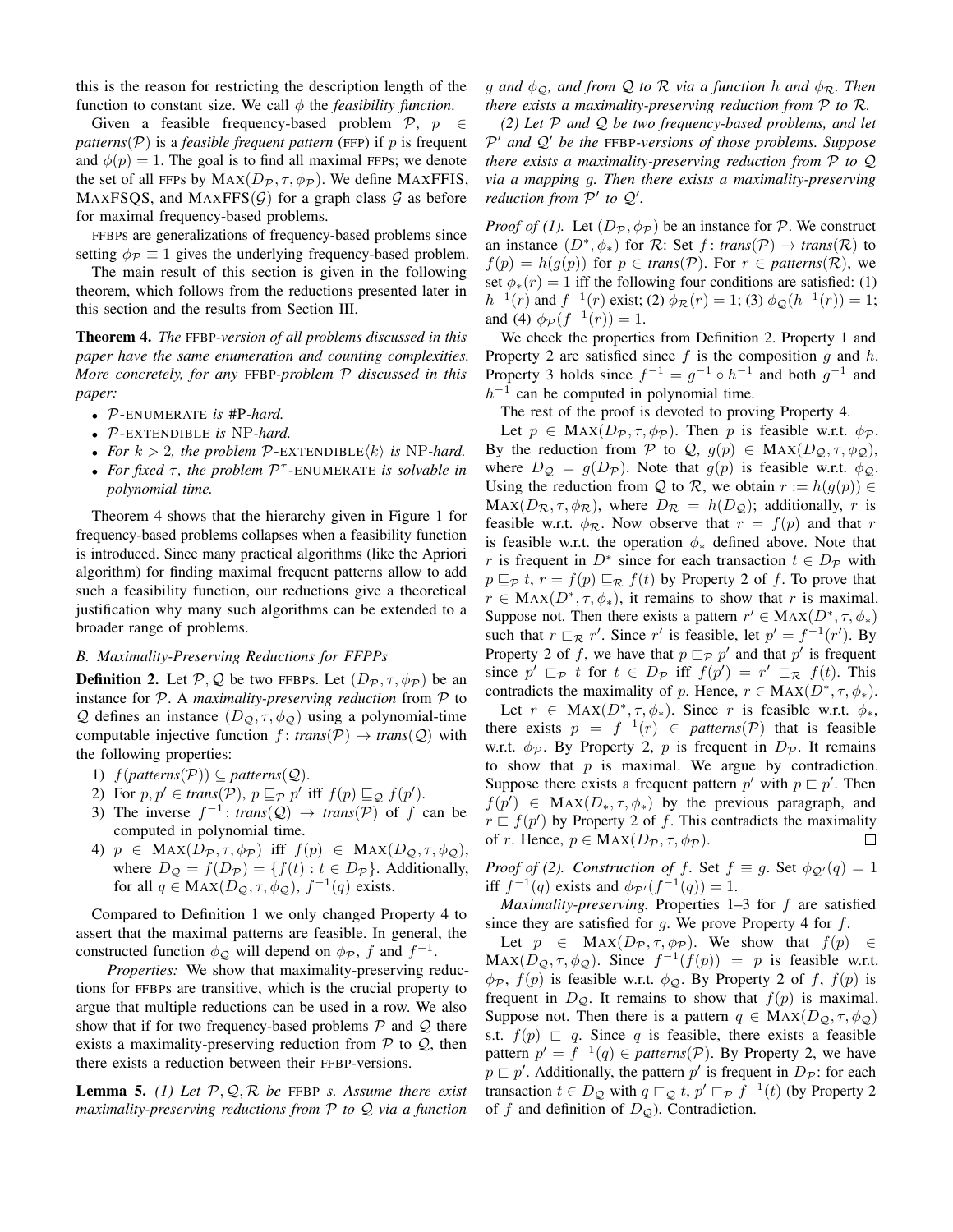this is the reason for restricting the description length of the function to constant size. We call $\phi$ the *feasibility function*.

Given a feasible frequency-based problem $\mathcal{P}$, $p \in$ *patterns*$(\mathcal{P})$ is a *feasible frequent pattern* (FFP) if $p$ is frequent and $\phi(p) = 1$. The goal is to find all maximal FFPs; we denote the set of all FFPs by $\text{MAX}(D_{\mathcal{P}}, \tau, \phi_{\mathcal{P}})$. We define MAXFFIS, MAXFSQS, and MAXFFS$(\mathcal{G})$ for a graph class $\mathcal{G}$ as before for maximal frequency-based problems.

FFBPs are generalizations of frequency-based problems since setting $\phi_{\mathcal{P}} \equiv 1$ gives the underlying frequency-based problem.

The main result of this section is given in the following theorem, which follows from the reductions presented later in this section and the results from Section III.

**Theorem 4.** *The* FFBP*-version of all problems discussed in this paper have the same enumeration and counting complexities. More concretely, for any* FFBP*-problem $\mathcal{P}$ discussed in this paper:*

- *$\mathcal{P}$-ENUMERATE is #P-hard.*
- *$\mathcal{P}$-EXTENDIBLE is NP-hard.*
- *For $k > 2$, the problem $\mathcal{P}$-EXTENDIBLE$\langle k \rangle$ is NP-hard.*
- *For fixed $\tau$, the problem $\mathcal{P}^{\tau}$-ENUMERATE is solvable in polynomial time.*

Theorem 4 shows that the hierarchy given in Figure 1 for frequency-based problems collapses when a feasibility function is introduced. Since many practical algorithms (like the Apriori algorithm) for finding maximal frequent patterns allow to add such a feasibility function, our reductions give a theoretical justification why many such algorithms can be extended to a broader range of problems.

### B. Maximality-Preserving Reductions for FFPPs

**Definition 2.** Let $\mathcal{P}, \mathcal{Q}$ be two FFBPs. Let $(D_{\mathcal{P}}, \tau, \phi_{\mathcal{P}})$ be an instance for $\mathcal{P}$. A *maximality-preserving reduction* from $\mathcal{P}$ to $\mathcal{Q}$ defines an instance $(D_{\mathcal{Q}}, \tau, \phi_{\mathcal{Q}})$ using a polynomial-time computable injective function $f\colon$ *trans*$(\mathcal{P}) \to$ *trans*$(\mathcal{Q})$ with the following properties:

1) $f(\textit{patterns}(\mathcal{P})) \subseteq \textit{patterns}(\mathcal{Q})$.
2) For $p, p' \in \textit{trans}(\mathcal{P})$, $p \sqsubseteq_{\mathcal{P}} p'$ iff $f(p) \sqsubseteq_{\mathcal{Q}} f(p')$.
3) The inverse $f^{-1}\colon \textit{trans}(\mathcal{Q}) \to \textit{trans}(\mathcal{P})$ of $f$ can be computed in polynomial time.
4) $p \in \text{MAX}(D_{\mathcal{P}}, \tau, \phi_{\mathcal{P}})$ iff $f(p) \in \text{MAX}(D_{\mathcal{Q}}, \tau, \phi_{\mathcal{Q}})$, where $D_{\mathcal{Q}} = f(D_{\mathcal{P}}) = \{f(t) : t \in D_{\mathcal{P}}\}$. Additionally, for all $q \in \text{MAX}(D_{\mathcal{Q}}, \tau, \phi_{\mathcal{Q}})$, $f^{-1}(q)$ exists.

Compared to Definition 1 we only changed Property 4 to assert that the maximal patterns are feasible. In general, the constructed function $\phi_{\mathcal{Q}}$ will depend on $\phi_{\mathcal{P}}$, $f$ and $f^{-1}$.

*Properties:* We show that maximality-preserving reductions for FFBPs are transitive, which is the crucial property to argue that multiple reductions can be used in a row. We also show that if for two frequency-based problems $\mathcal{P}$ and $\mathcal{Q}$ there exists a maximality-preserving reduction from $\mathcal{P}$ to $\mathcal{Q}$, then there exists a reduction between their FFBP-versions.

**Lemma 5.** *(1) Let $\mathcal{P}, \mathcal{Q}, \mathcal{R}$ be* FFBP *s. Assume there exist maximality-preserving reductions from $\mathcal{P}$ to $\mathcal{Q}$ via a function $g$ and $\phi_{\mathcal{Q}}$, and from $\mathcal{Q}$ to $\mathcal{R}$ via a function $h$ and $\phi_{\mathcal{R}}$. Then there exists a maximality-preserving reduction from $\mathcal{P}$ to $\mathcal{R}$.*

*(2) Let $\mathcal{P}$ and $\mathcal{Q}$ be two frequency-based problems, and let $\mathcal{P}'$ and $\mathcal{Q}'$ be the* FFBP*-versions of those problems. Suppose there exists a maximality-preserving reduction from $\mathcal{P}$ to $\mathcal{Q}$ via a mapping $g$. Then there exists a maximality-preserving reduction from $\mathcal{P}'$ to $\mathcal{Q}'$.*

*Proof of (1).* Let $(D_{\mathcal{P}}, \phi_{\mathcal{P}})$ be an instance for $\mathcal{P}$. We construct an instance $(D^*, \phi_*)$ for $\mathcal{R}$: Set $f\colon$ *trans*$(\mathcal{P}) \to$ *trans*$(\mathcal{R})$ to $f(p) = h(g(p))$ for $p \in$ *trans*$(\mathcal{P})$. For $r \in$ *patterns*$(\mathcal{R})$, we set $\phi_*(r) = 1$ iff the following four conditions are satisfied: (1) $h^{-1}(r)$ and $f^{-1}(r)$ exist; (2) $\phi_{\mathcal{R}}(r) = 1$; (3) $\phi_{\mathcal{Q}}(h^{-1}(r)) = 1$; and (4) $\phi_{\mathcal{P}}(f^{-1}(r)) = 1$.

We check the properties from Definition 2. Property 1 and Property 2 are satisfied since $f$ is the composition $g$ and $h$. Property 3 holds since $f^{-1} = g^{-1} \circ h^{-1}$ and both $g^{-1}$ and $h^{-1}$ can be computed in polynomial time.

The rest of the proof is devoted to proving Property 4.

Let $p \in \text{MAX}(D_{\mathcal{P}}, \tau, \phi_{\mathcal{P}})$. Then $p$ is feasible w.r.t. $\phi_{\mathcal{P}}$. By the reduction from $\mathcal{P}$ to $\mathcal{Q}$, $g(p) \in \text{MAX}(D_{\mathcal{Q}}, \tau, \phi_{\mathcal{Q}})$, where $D_{\mathcal{Q}} = g(D_{\mathcal{P}})$. Note that $g(p)$ is feasible w.r.t. $\phi_{\mathcal{Q}}$. Using the reduction from $\mathcal{Q}$ to $\mathcal{R}$, we obtain $r := h(g(p)) \in \text{MAX}(D_{\mathcal{R}}, \tau, \phi_{\mathcal{R}})$, where $D_{\mathcal{R}} = h(D_{\mathcal{Q}})$; additionally, $r$ is feasible w.r.t. $\phi_{\mathcal{R}}$. Now observe that $r = f(p)$ and that $r$ is feasible w.r.t. the operation $\phi_*$ defined above. Note that $r$ is frequent in $D^*$ since for each transaction $t \in D_{\mathcal{P}}$ with $p \sqsubseteq_{\mathcal{P}} t$, $r = f(p) \sqsubseteq_{\mathcal{R}} f(t)$ by Property 2 of $f$. To prove that $r \in \text{MAX}(D^*, \tau, \phi_*)$, it remains to show that $r$ is maximal. Suppose not. Then there exists a pattern $r' \in \text{MAX}(D^*, \tau, \phi_*)$ such that $r \sqsubset_{\mathcal{R}} r'$. Since $r'$ is feasible, let $p' = f^{-1}(r')$. By Property 2 of $f$, we have that $p \sqsubset_{\mathcal{P}} p'$ and that $p'$ is frequent since $p' \sqsubset_{\mathcal{P}} t$ for $t \in D_{\mathcal{P}}$ iff $f(p') = r' \sqsubset_{\mathcal{R}} f(t)$. This contradicts the maximality of $p$. Hence, $r \in \text{MAX}(D^*, \tau, \phi_*)$.

Let $r \in \text{MAX}(D^*, \tau, \phi_*)$. Since $r$ is feasible w.r.t. $\phi_*$, there exists $p = f^{-1}(r) \in$ *patterns*$(\mathcal{P})$ that is feasible w.r.t. $\phi_{\mathcal{P}}$. By Property 2, $p$ is frequent in $D_{\mathcal{P}}$. It remains to show that $p$ is maximal. We argue by contradiction. Suppose there exists a frequent pattern $p'$ with $p \sqsubset p'$. Then $f(p') \in \text{MAX}(D_*, \tau, \phi_*)$ by the previous paragraph, and $r \sqsubset f(p')$ by Property 2 of $f$. This contradicts the maximality of $r$. Hence, $p \in \text{MAX}(D_{\mathcal{P}}, \tau, \phi_{\mathcal{P}})$. $\square$

*Proof of (2). Construction of $f$.* Set $f \equiv g$. Set $\phi_{\mathcal{Q}'}(q) = 1$ iff $f^{-1}(q)$ exists and $\phi_{\mathcal{P}'}(f^{-1}(q)) = 1$.

*Maximality-preserving.* Properties 1–3 for $f$ are satisfied since they are satisfied for $g$. We prove Property 4 for $f$.

Let $p \in \text{MAX}(D_{\mathcal{P}}, \tau, \phi_{\mathcal{P}})$. We show that $f(p) \in \text{MAX}(D_{\mathcal{Q}}, \tau, \phi_{\mathcal{Q}})$. Since $f^{-1}(f(p)) = p$ is feasible w.r.t. $\phi_{\mathcal{P}}$, $f(p)$ is feasible w.r.t. $\phi_{\mathcal{Q}}$. By Property 2 of $f$, $f(p)$ is frequent in $D_{\mathcal{Q}}$. It remains to show that $f(p)$ is maximal. Suppose not. Then there is a pattern $q \in \text{MAX}(D_{\mathcal{Q}}, \tau, \phi_{\mathcal{Q}})$ s.t. $f(p) \sqsubset q$. Since $q$ is feasible, there exists a feasible pattern $p' = f^{-1}(q) \in$ *patterns*$(\mathcal{P})$. By Property 2, we have $p \sqsubset p'$. Additionally, the pattern $p'$ is frequent in $D_{\mathcal{P}}$: for each transaction $t \in D_{\mathcal{Q}}$ with $q \sqsubset_{\mathcal{Q}} t$, $p' \sqsubset_{\mathcal{P}} f^{-1}(t)$ (by Property 2 of $f$ and definition of $D_{\mathcal{Q}}$). Contradiction.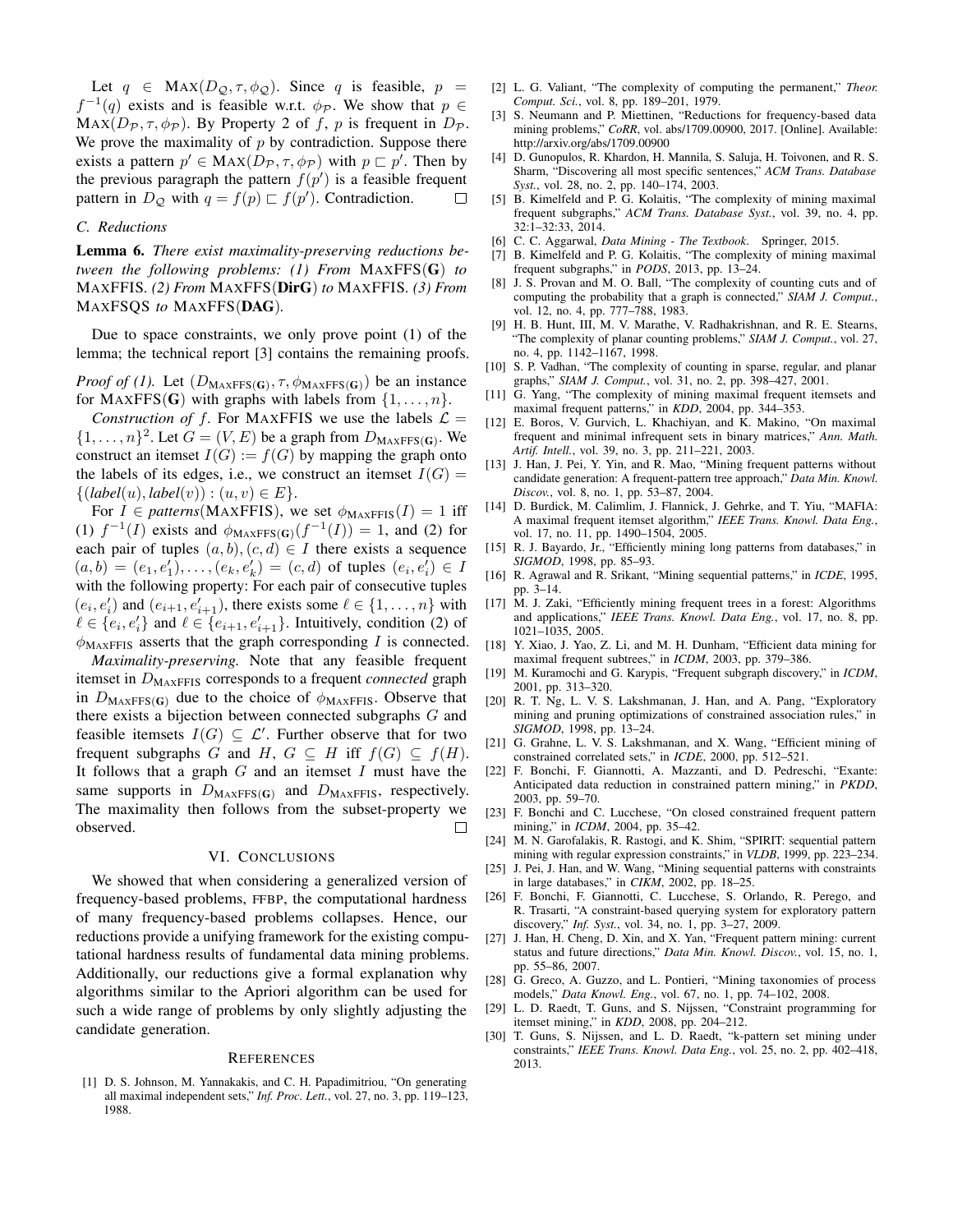Let $q \in \text{MAX}(D_{\mathcal{Q}}, \tau, \phi_{\mathcal{Q}})$. Since $q$ is feasible, $p = f^{-1}(q)$ exists and is feasible w.r.t. $\phi_{\mathcal{P}}$. We show that $p \in \text{MAX}(D_{\mathcal{P}}, \tau, \phi_{\mathcal{P}})$. By Property 2 of $f$, $p$ is frequent in $D_{\mathcal{P}}$. We prove the maximality of $p$ by contradiction. Suppose there exists a pattern $p' \in \text{MAX}(D_{\mathcal{P}}, \tau, \phi_{\mathcal{P}})$ with $p \sqsubset p'$. Then by the previous paragraph the pattern $f(p')$ is a feasible frequent pattern in $D_{\mathcal{Q}}$ with $q = f(p) \sqsubset f(p')$. Contradiction. $\square$

### C. Reductions

**Lemma 6.** *There exist maximality-preserving reductions between the following problems: (1) From* MAXFFS(**G**) *to* MAXFFIS*. (2) From* MAXFFS(**DirG**) *to* MAXFFIS*. (3) From* MAXFSQS *to* MAXFFS(**DAG**).

Due to space constraints, we only prove point (1) of the lemma; the technical report [3] contains the remaining proofs.

*Proof of (1).* Let $(D_{\text{MAXFFS}(\mathbf{G})}, \tau, \phi_{\text{MAXFFS}(\mathbf{G})})$ be an instance for MAXFFS(**G**) with graphs with labels from $\{1, \ldots, n\}$.

*Construction of $f$.* For MAXFFIS we use the labels $\mathcal{L} = \{1, \ldots, n\}^2$. Let $G = (V, E)$ be a graph from $D_{\text{MAXFFS}(\mathbf{G})}$. We construct an itemset $I(G) := f(G)$ by mapping the graph onto the labels of its edges, i.e., we construct an itemset $I(G) = \{(\mathit{label}(u), \mathit{label}(v)) : (u, v) \in E\}$.

For $I \in \mathit{patterns}(\text{MAXFFIS})$, we set $\phi_{\text{MAXFFIS}}(I) = 1$ iff (1) $f^{-1}(I)$ exists and $\phi_{\text{MAXFFS}(\mathbf{G})}(f^{-1}(I)) = 1$, and (2) for each pair of tuples $(a, b), (c, d) \in I$ there exists a sequence $(a, b) = (e_1, e_1'), \ldots, (e_k, e_k') = (c, d)$ of tuples $(e_i, e_i') \in I$ with the following property: For each pair of consecutive tuples $(e_i, e_i')$ and $(e_{i+1}, e_{i+1}')$, there exists some $\ell \in \{1, \ldots, n\}$ with $\ell \in \{e_i, e_i'\}$ and $\ell \in \{e_{i+1}, e_{i+1}'\}$. Intuitively, condition (2) of $\phi_{\text{MAXFFIS}}$ asserts that the graph corresponding $I$ is connected.

*Maximality-preserving.* Note that any feasible frequent itemset in $D_{\text{MAXFFIS}}$ corresponds to a frequent *connected* graph in $D_{\text{MAXFFS}(\mathbf{G})}$ due to the choice of $\phi_{\text{MAXFFIS}}$. Observe that there exists a bijection between connected subgraphs $G$ and feasible itemsets $I(G) \subseteq \mathcal{L}'$. Further observe that for two frequent subgraphs $G$ and $H$, $G \subseteq H$ iff $f(G) \subseteq f(H)$. It follows that a graph $G$ and an itemset $I$ must have the same supports in $D_{\text{MAXFFS}(\mathbf{G})}$ and $D_{\text{MAXFFIS}}$, respectively. The maximality then follows from the subset-property we observed. $\square$

## VI. Conclusions

We showed that when considering a generalized version of frequency-based problems, FFBP, the computational hardness of many frequency-based problems collapses. Hence, our reductions provide a unifying framework for the existing computational hardness results of fundamental data mining problems. Additionally, our reductions give a formal explanation why algorithms similar to the Apriori algorithm can be used for such a wide range of problems by only slightly adjusting the candidate generation.

## References

[1] D. S. Johnson, M. Yannakakis, and C. H. Papadimitriou, "On generating all maximal independent sets," *Inf. Proc. Lett.*, vol. 27, no. 3, pp. 119–123, 1988.

[2] L. G. Valiant, "The complexity of computing the permanent," *Theor. Comput. Sci.*, vol. 8, pp. 189–201, 1979.

[3] S. Neumann and P. Miettinen, "Reductions for frequency-based data mining problems," *CoRR*, vol. abs/1709.00900, 2017. [Online]. Available: http://arxiv.org/abs/1709.00900

[4] D. Gunopulos, R. Khardon, H. Mannila, S. Saluja, H. Toivonen, and R. S. Sharm, "Discovering all most specific sentences," *ACM Trans. Database Syst.*, vol. 28, no. 2, pp. 140–174, 2003.

[5] B. Kimelfeld and P. G. Kolaitis, "The complexity of mining maximal frequent subgraphs," *ACM Trans. Database Syst.*, vol. 39, no. 4, pp. 32:1–32:33, 2014.

[6] C. C. Aggarwal, *Data Mining - The Textbook*. Springer, 2015.

[7] B. Kimelfeld and P. G. Kolaitis, "The complexity of mining maximal frequent subgraphs," in *PODS*, 2013, pp. 13–24.

[8] J. S. Provan and M. O. Ball, "The complexity of counting cuts and of computing the probability that a graph is connected," *SIAM J. Comput.*, vol. 12, no. 4, pp. 777–788, 1983.

[9] H. B. Hunt, III, M. V. Marathe, V. Radhakrishnan, and R. E. Stearns, "The complexity of planar counting problems," *SIAM J. Comput.*, vol. 27, no. 4, pp. 1142–1167, 1998.

[10] S. P. Vadhan, "The complexity of counting in sparse, regular, and planar graphs," *SIAM J. Comput.*, vol. 31, no. 2, pp. 398–427, 2001.

[11] G. Yang, "The complexity of mining maximal frequent itemsets and maximal frequent patterns," in *KDD*, 2004, pp. 344–353.

[12] E. Boros, V. Gurvich, L. Khachiyan, and K. Makino, "On maximal frequent and minimal infrequent sets in binary matrices," *Ann. Math. Artif. Intell.*, vol. 39, no. 3, pp. 211–221, 2003.

[13] J. Han, J. Pei, Y. Yin, and R. Mao, "Mining frequent patterns without candidate generation: A frequent-pattern tree approach," *Data Min. Knowl. Discov.*, vol. 8, no. 1, pp. 53–87, 2004.

[14] D. Burdick, M. Calimlim, J. Flannick, J. Gehrke, and T. Yiu, "MAFIA: A maximal frequent itemset algorithm," *IEEE Trans. Knowl. Data Eng.*, vol. 17, no. 11, pp. 1490–1504, 2005.

[15] R. J. Bayardo, Jr., "Efficiently mining long patterns from databases," in *SIGMOD*, 1998, pp. 85–93.

[16] R. Agrawal and R. Srikant, "Mining sequential patterns," in *ICDE*, 1995, pp. 3–14.

[17] M. J. Zaki, "Efficiently mining frequent trees in a forest: Algorithms and applications," *IEEE Trans. Knowl. Data Eng.*, vol. 17, no. 8, pp. 1021–1035, 2005.

[18] Y. Xiao, J. Yao, Z. Li, and M. H. Dunham, "Efficient data mining for maximal frequent subtrees," in *ICDM*, 2003, pp. 379–386.

[19] M. Kuramochi and G. Karypis, "Frequent subgraph discovery," in *ICDM*, 2001, pp. 313–320.

[20] R. T. Ng, L. V. S. Lakshmanan, J. Han, and A. Pang, "Exploratory mining and pruning optimizations of constrained association rules," in *SIGMOD*, 1998, pp. 13–24.

[21] G. Grahne, L. V. S. Lakshmanan, and X. Wang, "Efficient mining of constrained correlated sets," in *ICDE*, 2000, pp. 512–521.

[22] F. Bonchi, F. Giannotti, A. Mazzanti, and D. Pedreschi, "Exante: Anticipated data reduction in constrained pattern mining," in *PKDD*, 2003, pp. 59–70.

[23] F. Bonchi and C. Lucchese, "On closed constrained frequent pattern mining," in *ICDM*, 2004, pp. 35–42.

[24] M. N. Garofalakis, R. Rastogi, and K. Shim, "SPIRIT: sequential pattern mining with regular expression constraints," in *VLDB*, 1999, pp. 223–234.

[25] J. Pei, J. Han, and W. Wang, "Mining sequential patterns with constraints in large databases," in *CIKM*, 2002, pp. 18–25.

[26] F. Bonchi, F. Giannotti, C. Lucchese, S. Orlando, R. Perego, and R. Trasarti, "A constraint-based querying system for exploratory pattern discovery," *Inf. Syst.*, vol. 34, no. 1, pp. 3–27, 2009.

[27] J. Han, H. Cheng, D. Xin, and X. Yan, "Frequent pattern mining: current status and future directions," *Data Min. Knowl. Discov.*, vol. 15, no. 1, pp. 55–86, 2007.

[28] G. Greco, A. Guzzo, and L. Pontieri, "Mining taxonomies of process models," *Data Knowl. Eng.*, vol. 67, no. 1, pp. 74–102, 2008.

[29] L. D. Raedt, T. Guns, and S. Nijssen, "Constraint programming for itemset mining," in *KDD*, 2008, pp. 204–212.

[30] T. Guns, S. Nijssen, and L. D. Raedt, "k-pattern set mining under constraints," *IEEE Trans. Knowl. Data Eng.*, vol. 25, no. 2, pp. 402–418, 2013.